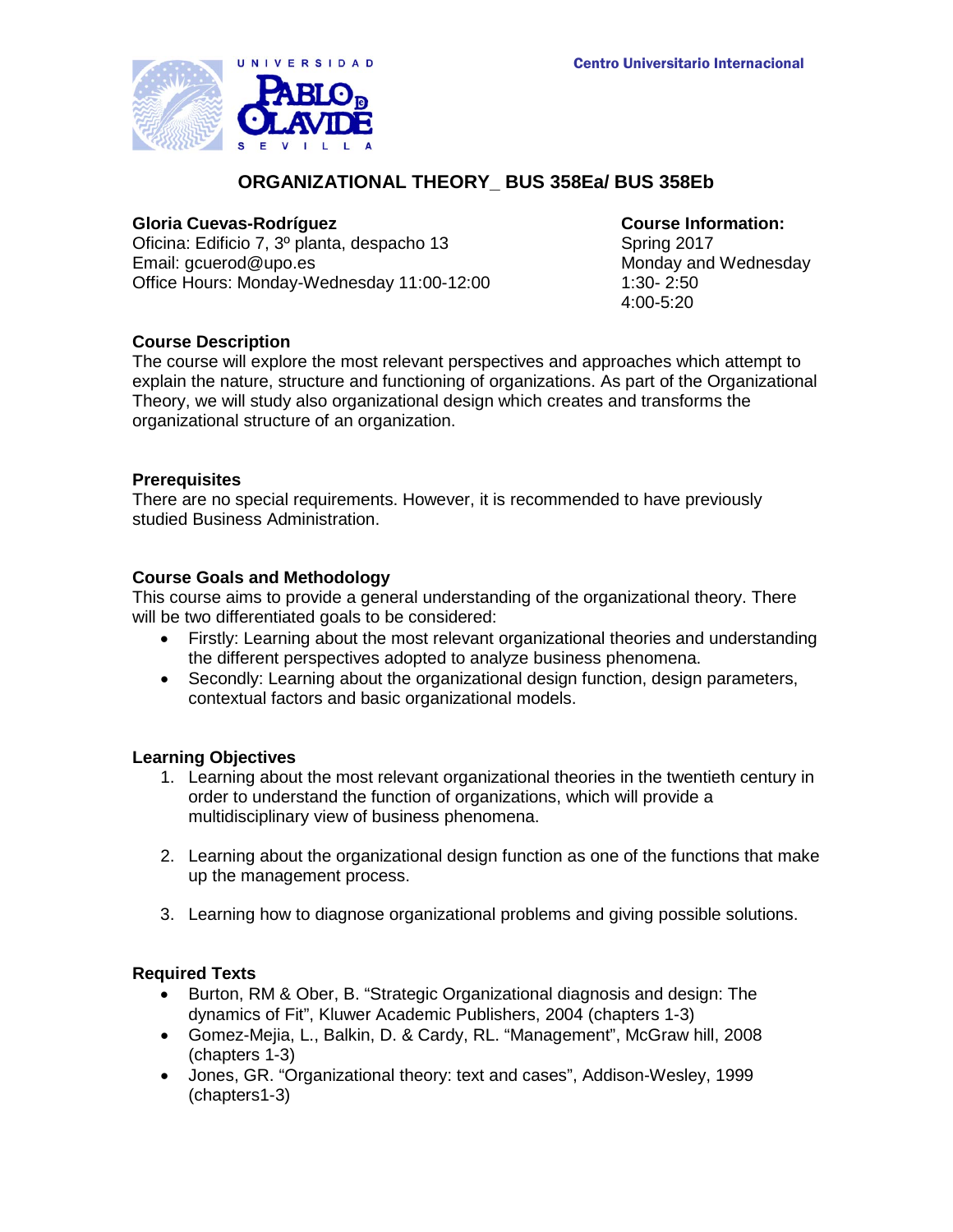Centro Universitario Internacional

# ORGANIZATIONAL THEORY_ BUS 358Ea/ BUS 358Eb

**Gloria Cuevas-Rodríguez**
Oficina: Edificio 7, 3º planta, despacho 13
Email: gcuerod@upo.es
Office Hours: Monday-Wednesday 11:00-12:00

**Course Information:**
Spring 2017
Monday and Wednesday
1:30- 2:50
4:00-5:20

## Course Description

The course will explore the most relevant perspectives and approaches which attempt to explain the nature, structure and functioning of organizations. As part of the Organizational Theory, we will study also organizational design which creates and transforms the organizational structure of an organization.

## Prerequisites

There are no special requirements. However, it is recommended to have previously studied Business Administration.

## Course Goals and Methodology

This course aims to provide a general understanding of the organizational theory. There will be two differentiated goals to be considered:

- Firstly: Learning about the most relevant organizational theories and understanding the different perspectives adopted to analyze business phenomena.
- Secondly: Learning about the organizational design function, design parameters, contextual factors and basic organizational models.

## Learning Objectives

1. Learning about the most relevant organizational theories in the twentieth century in order to understand the function of organizations, which will provide a multidisciplinary view of business phenomena.
2. Learning about the organizational design function as one of the functions that make up the management process.
3. Learning how to diagnose organizational problems and giving possible solutions.

## Required Texts

- Burton, RM & Ober, B. "Strategic Organizational diagnosis and design: The dynamics of Fit", Kluwer Academic Publishers, 2004 (chapters 1-3)
- Gomez-Mejia, L., Balkin, D. & Cardy, RL. "Management", McGraw hill, 2008 (chapters 1-3)
- Jones, GR. "Organizational theory: text and cases", Addison-Wesley, 1999 (chapters1-3)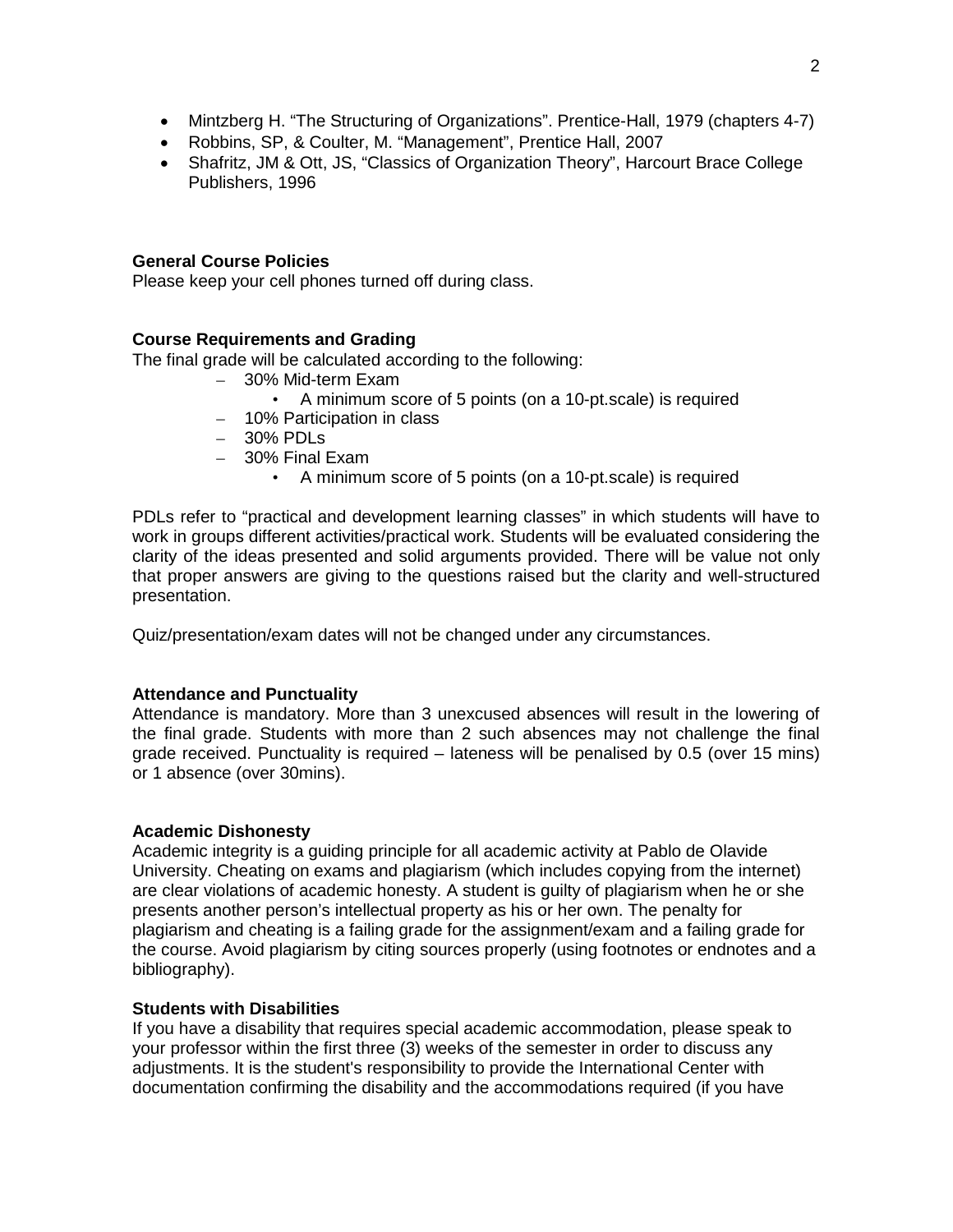- Mintzberg H. "The Structuring of Organizations". Prentice-Hall, 1979 (chapters 4-7)
- Robbins, SP, & Coulter, M. "Management", Prentice Hall, 2007
- Shafritz, JM & Ott, JS, "Classics of Organization Theory", Harcourt Brace College Publishers, 1996

**General Course Policies**

Please keep your cell phones turned off during class.

**Course Requirements and Grading**

The final grade will be calculated according to the following:

- 30% Mid-term Exam
  - A minimum score of 5 points (on a 10-pt.scale) is required
- 10% Participation in class
- 30% PDLs
- 30% Final Exam
  - A minimum score of 5 points (on a 10-pt.scale) is required

PDLs refer to "practical and development learning classes" in which students will have to work in groups different activities/practical work. Students will be evaluated considering the clarity of the ideas presented and solid arguments provided. There will be value not only that proper answers are giving to the questions raised but the clarity and well-structured presentation.

Quiz/presentation/exam dates will not be changed under any circumstances.

**Attendance and Punctuality**

Attendance is mandatory. More than 3 unexcused absences will result in the lowering of the final grade. Students with more than 2 such absences may not challenge the final grade received. Punctuality is required – lateness will be penalised by 0.5 (over 15 mins) or 1 absence (over 30mins).

**Academic Dishonesty**

Academic integrity is a guiding principle for all academic activity at Pablo de Olavide University. Cheating on exams and plagiarism (which includes copying from the internet) are clear violations of academic honesty. A student is guilty of plagiarism when he or she presents another person's intellectual property as his or her own. The penalty for plagiarism and cheating is a failing grade for the assignment/exam and a failing grade for the course. Avoid plagiarism by citing sources properly (using footnotes or endnotes and a bibliography).

**Students with Disabilities**

If you have a disability that requires special academic accommodation, please speak to your professor within the first three (3) weeks of the semester in order to discuss any adjustments. It is the student's responsibility to provide the International Center with documentation confirming the disability and the accommodations required (if you have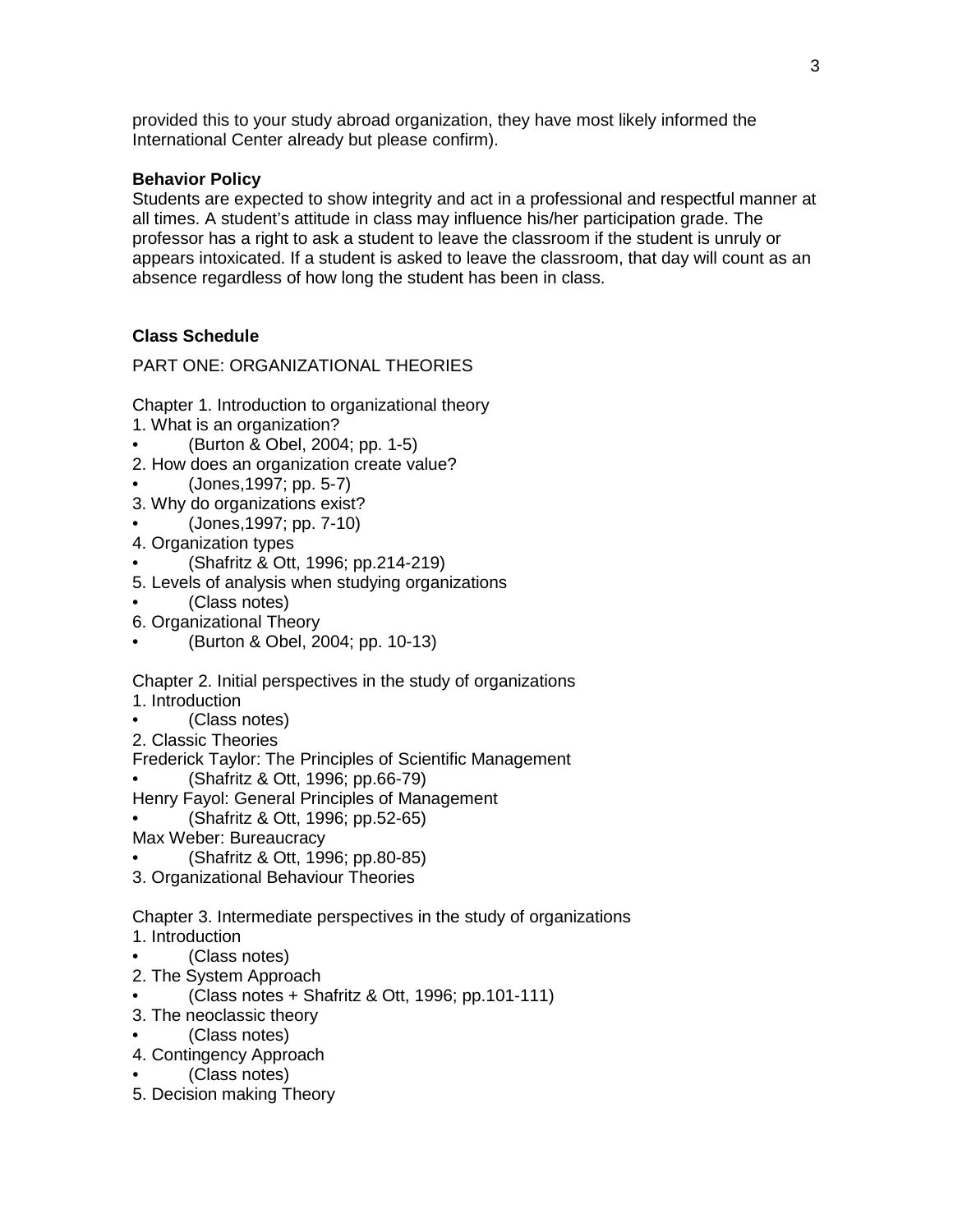provided this to your study abroad organization, they have most likely informed the International Center already but please confirm).

**Behavior Policy**

Students are expected to show integrity and act in a professional and respectful manner at all times. A student's attitude in class may influence his/her participation grade. The professor has a right to ask a student to leave the classroom if the student is unruly or appears intoxicated. If a student is asked to leave the classroom, that day will count as an absence regardless of how long the student has been in class.

**Class Schedule**

PART ONE: ORGANIZATIONAL THEORIES

Chapter 1. Introduction to organizational theory

1. What is an organization?
   - (Burton & Obel, 2004; pp. 1-5)
2. How does an organization create value?
   - (Jones,1997; pp. 5-7)
3. Why do organizations exist?
   - (Jones,1997; pp. 7-10)
4. Organization types
   - (Shafritz & Ott, 1996; pp.214-219)
5. Levels of analysis when studying organizations
   - (Class notes)
6. Organizational Theory
   - (Burton & Obel, 2004; pp. 10-13)

Chapter 2. Initial perspectives in the study of organizations

1. Introduction
   - (Class notes)
2. Classic Theories

Frederick Taylor: The Principles of Scientific Management
- (Shafritz & Ott, 1996; pp.66-79)

Henry Fayol: General Principles of Management
- (Shafritz & Ott, 1996; pp.52-65)

Max Weber: Bureaucracy
- (Shafritz & Ott, 1996; pp.80-85)

3. Organizational Behaviour Theories

Chapter 3. Intermediate perspectives in the study of organizations

1. Introduction
   - (Class notes)
2. The System Approach
   - (Class notes + Shafritz & Ott, 1996; pp.101-111)
3. The neoclassic theory
   - (Class notes)
4. Contingency Approach
   - (Class notes)
5. Decision making Theory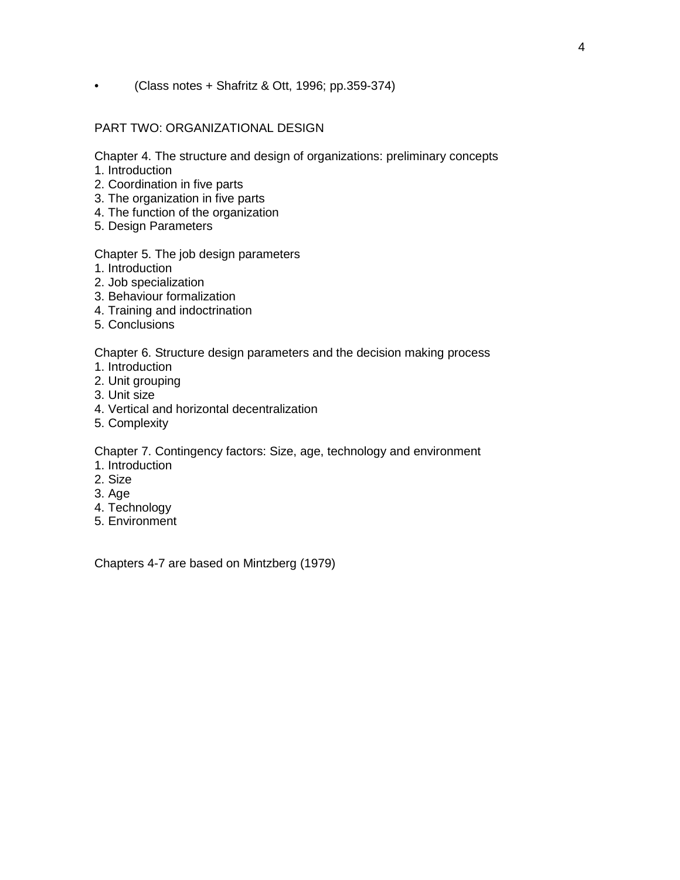- (Class notes + Shafritz & Ott, 1996; pp.359-374)

## PART TWO: ORGANIZATIONAL DESIGN

### Chapter 4. The structure and design of organizations: preliminary concepts

1. Introduction
2. Coordination in five parts
3. The organization in five parts
4. The function of the organization
5. Design Parameters

### Chapter 5. The job design parameters

1. Introduction
2. Job specialization
3. Behaviour formalization
4. Training and indoctrination
5. Conclusions

### Chapter 6. Structure design parameters and the decision making process

1. Introduction
2. Unit grouping
3. Unit size
4. Vertical and horizontal decentralization
5. Complexity

### Chapter 7. Contingency factors: Size, age, technology and environment

1. Introduction
2. Size
3. Age
4. Technology
5. Environment

Chapters 4-7 are based on Mintzberg (1979)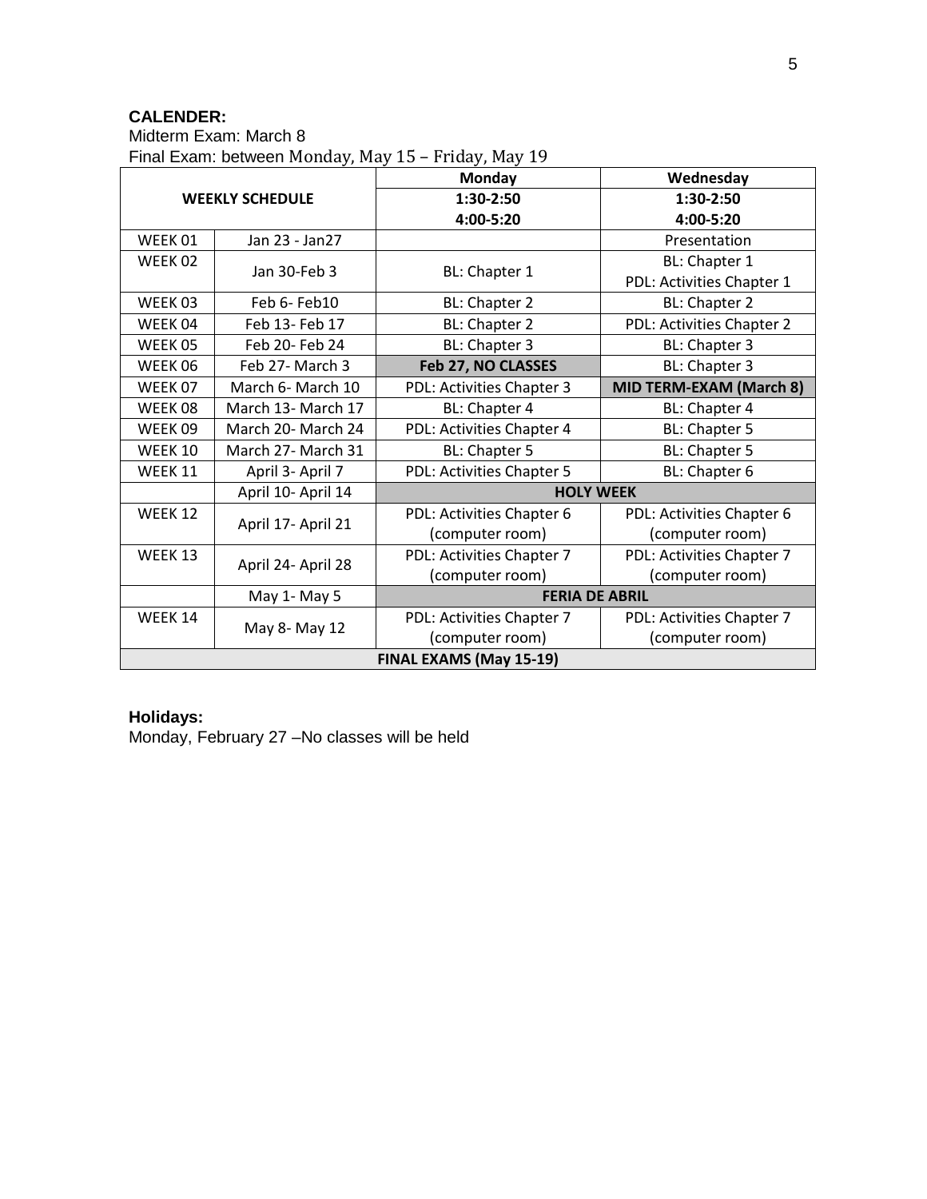**CALENDER:**

Midterm Exam: March 8

Final Exam: between Monday, May 15 – Friday, May 19

| WEEKLY SCHEDULE | | Monday 1:30-2:50 4:00-5:20 | Wednesday 1:30-2:50 4:00-5:20 |
|---|---|---|---|
| WEEK 01 | Jan 23 - Jan27 | | Presentation |
| WEEK 02 | Jan 30-Feb 3 | BL: Chapter 1 | BL: Chapter 1 PDL: Activities Chapter 1 |
| WEEK 03 | Feb 6- Feb10 | BL: Chapter 2 | BL: Chapter 2 |
| WEEK 04 | Feb 13- Feb 17 | BL: Chapter 2 | PDL: Activities Chapter 2 |
| WEEK 05 | Feb 20- Feb 24 | BL: Chapter 3 | BL: Chapter 3 |
| WEEK 06 | Feb 27- March 3 | **Feb 27, NO CLASSES** | BL: Chapter 3 |
| WEEK 07 | March 6- March 10 | PDL: Activities Chapter 3 | **MID TERM-EXAM (March 8)** |
| WEEK 08 | March 13- March 17 | BL: Chapter 4 | BL: Chapter 4 |
| WEEK 09 | March 20- March 24 | PDL: Activities Chapter 4 | BL: Chapter 5 |
| WEEK 10 | March 27- March 31 | BL: Chapter 5 | BL: Chapter 5 |
| WEEK 11 | April 3- April 7 | PDL: Activities Chapter 5 | BL: Chapter 6 |
| | April 10- April 14 | **HOLY WEEK** | |
| WEEK 12 | April 17- April 21 | PDL: Activities Chapter 6 (computer room) | PDL: Activities Chapter 6 (computer room) |
| WEEK 13 | April 24- April 28 | PDL: Activities Chapter 7 (computer room) | PDL: Activities Chapter 7 (computer room) |
| | May 1- May 5 | **FERIA DE ABRIL** | |
| WEEK 14 | May 8- May 12 | PDL: Activities Chapter 7 (computer room) | PDL: Activities Chapter 7 (computer room) |
| **FINAL EXAMS (May 15-19)** | | | |

**Holidays:**

Monday, February 27 –No classes will be held